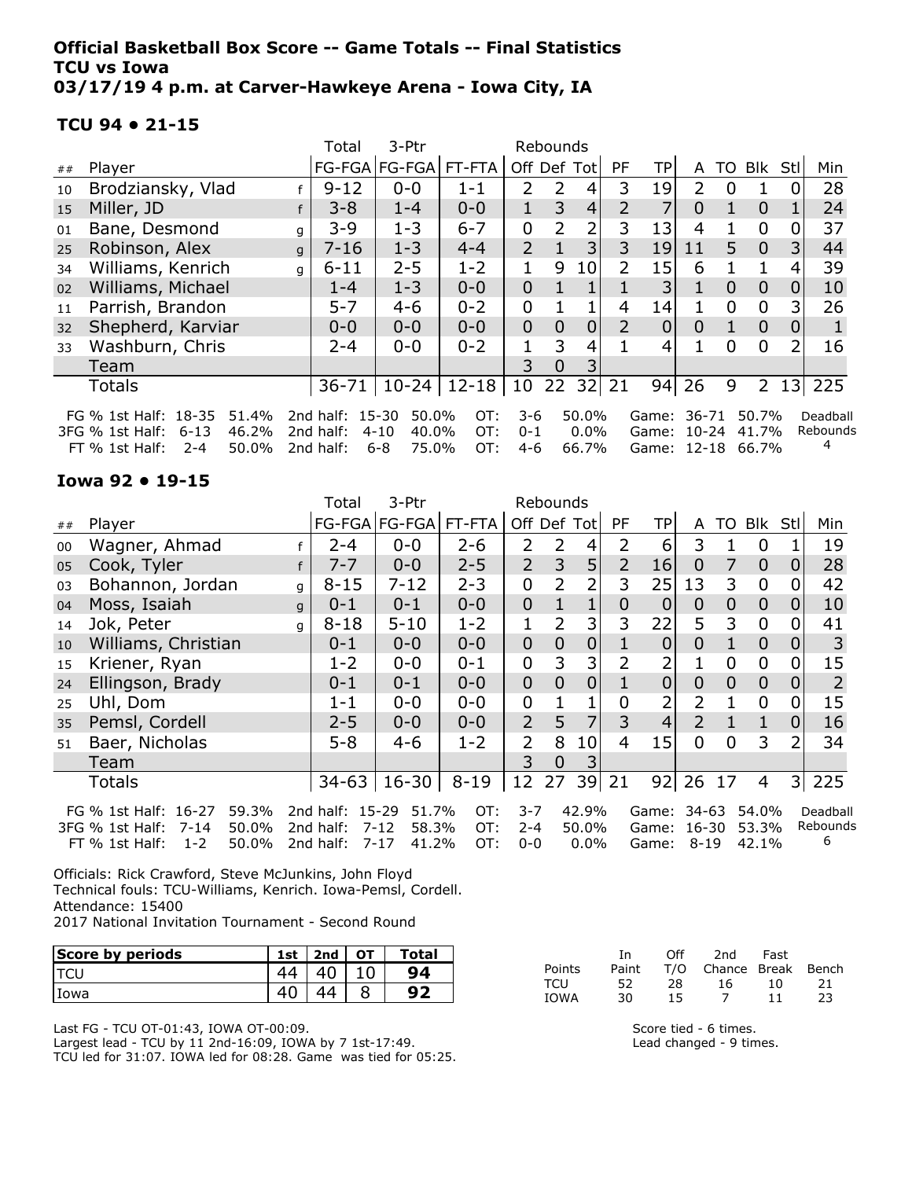# Official Basketball Box Score -- Game Totals -- Final Statistics
## TCU vs Iowa
### 03/17/19 4 p.m. at Carver-Hawkeye Arena - Iowa City, IA

**TCU 94 • 21-15**

| ## | Player | | Total FG-FGA | 3-Ptr FG-FGA | FT-FTA | Rebounds Off | Def | Tot | PF | TP | A | TO | Blk | Stl | Min |
|---|---|---|---|---|---|---|---|---|---|---|---|---|---|---|---|
| 10 | Brodziansky, Vlad | f | 9-12 | 0-0 | 1-1 | 2 | 2 | 4 | 3 | 19 | 2 | 0 | 1 | 0 | 28 |
| 15 | Miller, JD | f | 3-8 | 1-4 | 0-0 | 1 | 3 | 4 | 2 | 7 | 0 | 1 | 0 | 1 | 24 |
| 01 | Bane, Desmond | g | 3-9 | 1-3 | 6-7 | 0 | 2 | 2 | 3 | 13 | 4 | 1 | 0 | 0 | 37 |
| 25 | Robinson, Alex | g | 7-16 | 1-3 | 4-4 | 2 | 1 | 3 | 3 | 19 | 11 | 5 | 0 | 3 | 44 |
| 34 | Williams, Kenrich | g | 6-11 | 2-5 | 1-2 | 1 | 9 | 10 | 2 | 15 | 6 | 1 | 1 | 4 | 39 |
| 02 | Williams, Michael | | 1-4 | 1-3 | 0-0 | 0 | 1 | 1 | 1 | 3 | 1 | 0 | 0 | 0 | 10 |
| 11 | Parrish, Brandon | | 5-7 | 4-6 | 0-2 | 0 | 1 | 1 | 4 | 14 | 1 | 0 | 0 | 3 | 26 |
| 32 | Shepherd, Karviar | | 0-0 | 0-0 | 0-0 | 0 | 0 | 0 | 2 | 0 | 0 | 1 | 0 | 0 | 1 |
| 33 | Washburn, Chris | | 2-4 | 0-0 | 0-2 | 1 | 3 | 4 | 1 | 4 | 1 | 0 | 0 | 2 | 16 |
| | Team | | | | | 3 | 0 | 3 | | | | | | | |
| | Totals | | 36-71 | 10-24 | 12-18 | 10 | 22 | 32 | 21 | 94 | 26 | 9 | 2 | 13 | 225 |

FG % 1st Half: 18-35 51.4% 2nd half: 15-30 50.0% OT: 3-6 50.0% Game: 36-71 50.7%
3FG % 1st Half: 6-13 46.2% 2nd half: 4-10 40.0% OT: 0-1 0.0% Game: 10-24 41.7%
FT % 1st Half: 2-4 50.0% 2nd half: 6-8 75.0% OT: 4-6 66.7% Game: 12-18 66.7%
Deadball Rebounds 4

**Iowa 92 • 19-15**

| ## | Player | | Total FG-FGA | 3-Ptr FG-FGA | FT-FTA | Rebounds Off | Def | Tot | PF | TP | A | TO | Blk | Stl | Min |
|---|---|---|---|---|---|---|---|---|---|---|---|---|---|---|---|
| 00 | Wagner, Ahmad | f | 2-4 | 0-0 | 2-6 | 2 | 2 | 4 | 2 | 6 | 3 | 1 | 0 | 1 | 19 |
| 05 | Cook, Tyler | f | 7-7 | 0-0 | 2-5 | 2 | 3 | 5 | 2 | 16 | 0 | 7 | 0 | 0 | 28 |
| 03 | Bohannon, Jordan | g | 8-15 | 7-12 | 2-3 | 0 | 2 | 2 | 3 | 25 | 13 | 3 | 0 | 0 | 42 |
| 04 | Moss, Isaiah | g | 0-1 | 0-1 | 0-0 | 0 | 1 | 1 | 0 | 0 | 0 | 0 | 0 | 0 | 10 |
| 14 | Jok, Peter | g | 8-18 | 5-10 | 1-2 | 1 | 2 | 3 | 3 | 22 | 5 | 3 | 0 | 0 | 41 |
| 10 | Williams, Christian | | 0-1 | 0-0 | 0-0 | 0 | 0 | 0 | 1 | 0 | 0 | 1 | 0 | 0 | 3 |
| 15 | Kriener, Ryan | | 1-2 | 0-0 | 0-1 | 0 | 3 | 3 | 2 | 2 | 1 | 0 | 0 | 0 | 15 |
| 24 | Ellingson, Brady | | 0-1 | 0-1 | 0-0 | 0 | 0 | 0 | 1 | 0 | 0 | 0 | 0 | 0 | 2 |
| 25 | Uhl, Dom | | 1-1 | 0-0 | 0-0 | 0 | 1 | 1 | 0 | 2 | 2 | 1 | 0 | 0 | 15 |
| 35 | Pemsl, Cordell | | 2-5 | 0-0 | 0-0 | 2 | 5 | 7 | 3 | 4 | 2 | 1 | 1 | 0 | 16 |
| 51 | Baer, Nicholas | | 5-8 | 4-6 | 1-2 | 2 | 8 | 10 | 4 | 15 | 0 | 0 | 3 | 2 | 34 |
| | Team | | | | | 3 | 0 | 3 | | | | | | | |
| | Totals | | 34-63 | 16-30 | 8-19 | 12 | 27 | 39 | 21 | 92 | 26 | 17 | 4 | 3 | 225 |

FG % 1st Half: 16-27 59.3% 2nd half: 15-29 51.7% OT: 3-7 42.9% Game: 34-63 54.0%
3FG % 1st Half: 7-14 50.0% 2nd half: 7-12 58.3% OT: 2-4 50.0% Game: 16-30 53.3%
FT % 1st Half: 1-2 50.0% 2nd half: 7-17 41.2% OT: 0-0 0.0% Game: 8-19 42.1%
Deadball Rebounds 6

Officials: Rick Crawford, Steve McJunkins, John Floyd
Technical fouls: TCU-Williams, Kenrich. Iowa-Pemsl, Cordell.
Attendance: 15400
2017 National Invitation Tournament - Second Round

| Score by periods | 1st | 2nd | OT | Total |
|---|---|---|---|---|
| TCU | 44 | 40 | 10 | **94** |
| Iowa | 40 | 44 | 8 | **92** |

| Points | In Paint | Off T/O | 2nd Chance | Fast Break | Bench |
|---|---|---|---|---|---|
| TCU | 52 | 28 | 16 | 10 | 21 |
| IOWA | 30 | 15 | 7 | 11 | 23 |

Last FG - TCU OT-01:43, IOWA OT-00:09.
Largest lead - TCU by 11 2nd-16:09, IOWA by 7 1st-17:49.
TCU led for 31:07. IOWA led for 08:28. Game was tied for 05:25.

Score tied - 6 times.
Lead changed - 9 times.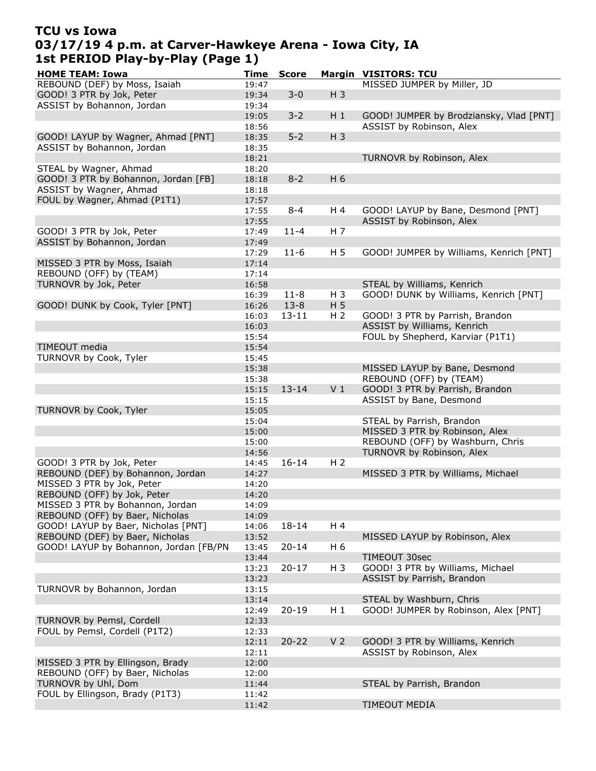# TCU vs Iowa
## 03/17/19 4 p.m. at Carver-Hawkeye Arena - Iowa City, IA
## 1st PERIOD Play-by-Play (Page 1)

| HOME TEAM: Iowa | Time | Score | Margin | VISITORS: TCU |
|---|---|---|---|---|
| REBOUND (DEF) by Moss, Isaiah | 19:47 | | | MISSED JUMPER by Miller, JD |
| GOOD! 3 PTR by Jok, Peter | 19:34 | 3-0 | H 3 | |
| ASSIST by Bohannon, Jordan | 19:34 | | | |
| | 19:05 | 3-2 | H 1 | GOOD! JUMPER by Brodziansky, Vlad [PNT] |
| | 18:56 | | | ASSIST by Robinson, Alex |
| GOOD! LAYUP by Wagner, Ahmad [PNT] | 18:35 | 5-2 | H 3 | |
| ASSIST by Bohannon, Jordan | 18:35 | | | |
| | 18:21 | | | TURNOVR by Robinson, Alex |
| STEAL by Wagner, Ahmad | 18:20 | | | |
| GOOD! 3 PTR by Bohannon, Jordan [FB] | 18:18 | 8-2 | H 6 | |
| ASSIST by Wagner, Ahmad | 18:18 | | | |
| FOUL by Wagner, Ahmad (P1T1) | 17:57 | | | |
| | 17:55 | 8-4 | H 4 | GOOD! LAYUP by Bane, Desmond [PNT] |
| | 17:55 | | | ASSIST by Robinson, Alex |
| GOOD! 3 PTR by Jok, Peter | 17:49 | 11-4 | H 7 | |
| ASSIST by Bohannon, Jordan | 17:49 | | | |
| | 17:29 | 11-6 | H 5 | GOOD! JUMPER by Williams, Kenrich [PNT] |
| MISSED 3 PTR by Moss, Isaiah | 17:14 | | | |
| REBOUND (OFF) by (TEAM) | 17:14 | | | |
| TURNOVR by Jok, Peter | 16:58 | | | STEAL by Williams, Kenrich |
| | 16:39 | 11-8 | H 3 | GOOD! DUNK by Williams, Kenrich [PNT] |
| GOOD! DUNK by Cook, Tyler [PNT] | 16:26 | 13-8 | H 5 | |
| | 16:03 | 13-11 | H 2 | GOOD! 3 PTR by Parrish, Brandon |
| | 16:03 | | | ASSIST by Williams, Kenrich |
| | 15:54 | | | FOUL by Shepherd, Karviar (P1T1) |
| TIMEOUT media | 15:54 | | | |
| TURNOVR by Cook, Tyler | 15:45 | | | |
| | 15:38 | | | MISSED LAYUP by Bane, Desmond |
| | 15:38 | | | REBOUND (OFF) by (TEAM) |
| | 15:15 | 13-14 | V 1 | GOOD! 3 PTR by Parrish, Brandon |
| | 15:15 | | | ASSIST by Bane, Desmond |
| TURNOVR by Cook, Tyler | 15:05 | | | |
| | 15:04 | | | STEAL by Parrish, Brandon |
| | 15:00 | | | MISSED 3 PTR by Robinson, Alex |
| | 15:00 | | | REBOUND (OFF) by Washburn, Chris |
| | 14:56 | | | TURNOVR by Robinson, Alex |
| GOOD! 3 PTR by Jok, Peter | 14:45 | 16-14 | H 2 | |
| REBOUND (DEF) by Bohannon, Jordan | 14:27 | | | MISSED 3 PTR by Williams, Michael |
| MISSED 3 PTR by Jok, Peter | 14:20 | | | |
| REBOUND (OFF) by Jok, Peter | 14:20 | | | |
| MISSED 3 PTR by Bohannon, Jordan | 14:09 | | | |
| REBOUND (OFF) by Baer, Nicholas | 14:09 | | | |
| GOOD! LAYUP by Baer, Nicholas [PNT] | 14:06 | 18-14 | H 4 | |
| REBOUND (DEF) by Baer, Nicholas | 13:52 | | | MISSED LAYUP by Robinson, Alex |
| GOOD! LAYUP by Bohannon, Jordan [FB/PN | 13:45 | 20-14 | H 6 | |
| | 13:44 | | | TIMEOUT 30sec |
| | 13:23 | 20-17 | H 3 | GOOD! 3 PTR by Williams, Michael |
| | 13:23 | | | ASSIST by Parrish, Brandon |
| TURNOVR by Bohannon, Jordan | 13:15 | | | |
| | 13:14 | | | STEAL by Washburn, Chris |
| | 12:49 | 20-19 | H 1 | GOOD! JUMPER by Robinson, Alex [PNT] |
| TURNOVR by Pemsl, Cordell | 12:33 | | | |
| FOUL by Pemsl, Cordell (P1T2) | 12:33 | | | |
| | 12:11 | 20-22 | V 2 | GOOD! 3 PTR by Williams, Kenrich |
| | 12:11 | | | ASSIST by Robinson, Alex |
| MISSED 3 PTR by Ellingson, Brady | 12:00 | | | |
| REBOUND (OFF) by Baer, Nicholas | 12:00 | | | |
| TURNOVR by Uhl, Dom | 11:44 | | | STEAL by Parrish, Brandon |
| FOUL by Ellingson, Brady (P1T3) | 11:42 | | | |
| | 11:42 | | | TIMEOUT MEDIA |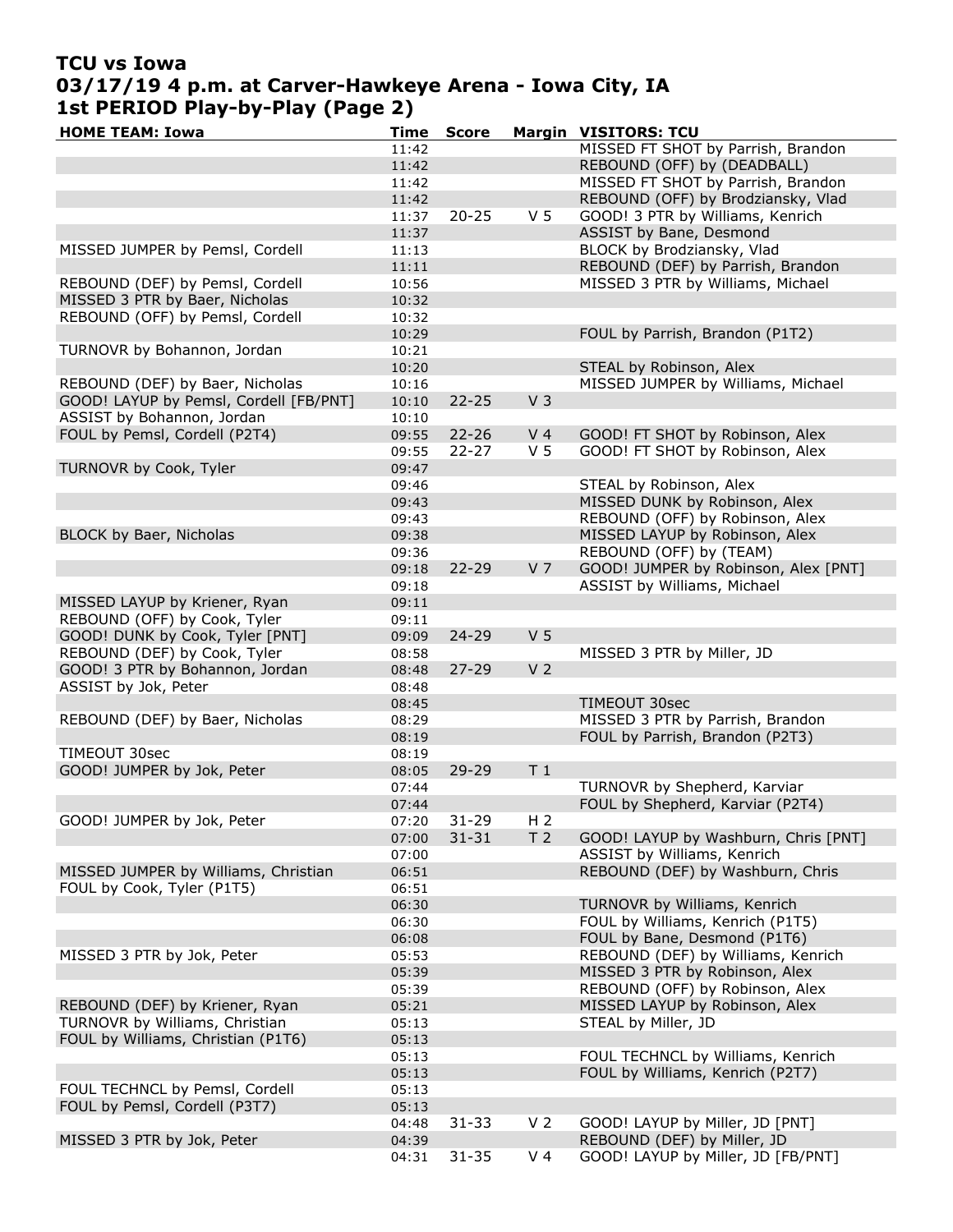# TCU vs Iowa
## 03/17/19 4 p.m. at Carver-Hawkeye Arena - Iowa City, IA
## 1st PERIOD Play-by-Play (Page 2)

| HOME TEAM: Iowa | Time | Score | Margin | VISITORS: TCU |
|---|---|---|---|---|
| | 11:42 | | | MISSED FT SHOT by Parrish, Brandon |
| | 11:42 | | | REBOUND (OFF) by (DEADBALL) |
| | 11:42 | | | MISSED FT SHOT by Parrish, Brandon |
| | 11:42 | | | REBOUND (OFF) by Brodziansky, Vlad |
| | 11:37 | 20-25 | V 5 | GOOD! 3 PTR by Williams, Kenrich |
| | 11:37 | | | ASSIST by Bane, Desmond |
| MISSED JUMPER by Pemsl, Cordell | 11:13 | | | BLOCK by Brodziansky, Vlad |
| | 11:11 | | | REBOUND (DEF) by Parrish, Brandon |
| REBOUND (DEF) by Pemsl, Cordell | 10:56 | | | MISSED 3 PTR by Williams, Michael |
| MISSED 3 PTR by Baer, Nicholas | 10:32 | | | |
| REBOUND (OFF) by Pemsl, Cordell | 10:32 | | | |
| | 10:29 | | | FOUL by Parrish, Brandon (P1T2) |
| TURNOVR by Bohannon, Jordan | 10:21 | | | |
| | 10:20 | | | STEAL by Robinson, Alex |
| REBOUND (DEF) by Baer, Nicholas | 10:16 | | | MISSED JUMPER by Williams, Michael |
| GOOD! LAYUP by Pemsl, Cordell [FB/PNT] | 10:10 | 22-25 | V 3 | |
| ASSIST by Bohannon, Jordan | 10:10 | | | |
| FOUL by Pemsl, Cordell (P2T4) | 09:55 | 22-26 | V 4 | GOOD! FT SHOT by Robinson, Alex |
| | 09:55 | 22-27 | V 5 | GOOD! FT SHOT by Robinson, Alex |
| TURNOVR by Cook, Tyler | 09:47 | | | |
| | 09:46 | | | STEAL by Robinson, Alex |
| | 09:43 | | | MISSED DUNK by Robinson, Alex |
| | 09:43 | | | REBOUND (OFF) by Robinson, Alex |
| BLOCK by Baer, Nicholas | 09:38 | | | MISSED LAYUP by Robinson, Alex |
| | 09:36 | | | REBOUND (OFF) by (TEAM) |
| | 09:18 | 22-29 | V 7 | GOOD! JUMPER by Robinson, Alex [PNT] |
| | 09:18 | | | ASSIST by Williams, Michael |
| MISSED LAYUP by Kriener, Ryan | 09:11 | | | |
| REBOUND (OFF) by Cook, Tyler | 09:11 | | | |
| GOOD! DUNK by Cook, Tyler [PNT] | 09:09 | 24-29 | V 5 | |
| REBOUND (DEF) by Cook, Tyler | 08:58 | | | MISSED 3 PTR by Miller, JD |
| GOOD! 3 PTR by Bohannon, Jordan | 08:48 | 27-29 | V 2 | |
| ASSIST by Jok, Peter | 08:48 | | | |
| | 08:45 | | | TIMEOUT 30sec |
| REBOUND (DEF) by Baer, Nicholas | 08:29 | | | MISSED 3 PTR by Parrish, Brandon |
| | 08:19 | | | FOUL by Parrish, Brandon (P2T3) |
| TIMEOUT 30sec | 08:19 | | | |
| GOOD! JUMPER by Jok, Peter | 08:05 | 29-29 | T 1 | |
| | 07:44 | | | TURNOVR by Shepherd, Karviar |
| | 07:44 | | | FOUL by Shepherd, Karviar (P2T4) |
| GOOD! JUMPER by Jok, Peter | 07:20 | 31-29 | H 2 | |
| | 07:00 | 31-31 | T 2 | GOOD! LAYUP by Washburn, Chris [PNT] |
| | 07:00 | | | ASSIST by Williams, Kenrich |
| MISSED JUMPER by Williams, Christian | 06:51 | | | REBOUND (DEF) by Washburn, Chris |
| FOUL by Cook, Tyler (P1T5) | 06:51 | | | |
| | 06:30 | | | TURNOVR by Williams, Kenrich |
| | 06:30 | | | FOUL by Williams, Kenrich (P1T5) |
| | 06:08 | | | FOUL by Bane, Desmond (P1T6) |
| MISSED 3 PTR by Jok, Peter | 05:53 | | | REBOUND (DEF) by Williams, Kenrich |
| | 05:39 | | | MISSED 3 PTR by Robinson, Alex |
| | 05:39 | | | REBOUND (OFF) by Robinson, Alex |
| REBOUND (DEF) by Kriener, Ryan | 05:21 | | | MISSED LAYUP by Robinson, Alex |
| TURNOVR by Williams, Christian | 05:13 | | | STEAL by Miller, JD |
| FOUL by Williams, Christian (P1T6) | 05:13 | | | |
| | 05:13 | | | FOUL TECHNCL by Williams, Kenrich |
| | 05:13 | | | FOUL by Williams, Kenrich (P2T7) |
| FOUL TECHNCL by Pemsl, Cordell | 05:13 | | | |
| FOUL by Pemsl, Cordell (P3T7) | 05:13 | | | |
| | 04:48 | 31-33 | V 2 | GOOD! LAYUP by Miller, JD [PNT] |
| MISSED 3 PTR by Jok, Peter | 04:39 | | | REBOUND (DEF) by Miller, JD |
| | 04:31 | 31-35 | V 4 | GOOD! LAYUP by Miller, JD [FB/PNT] |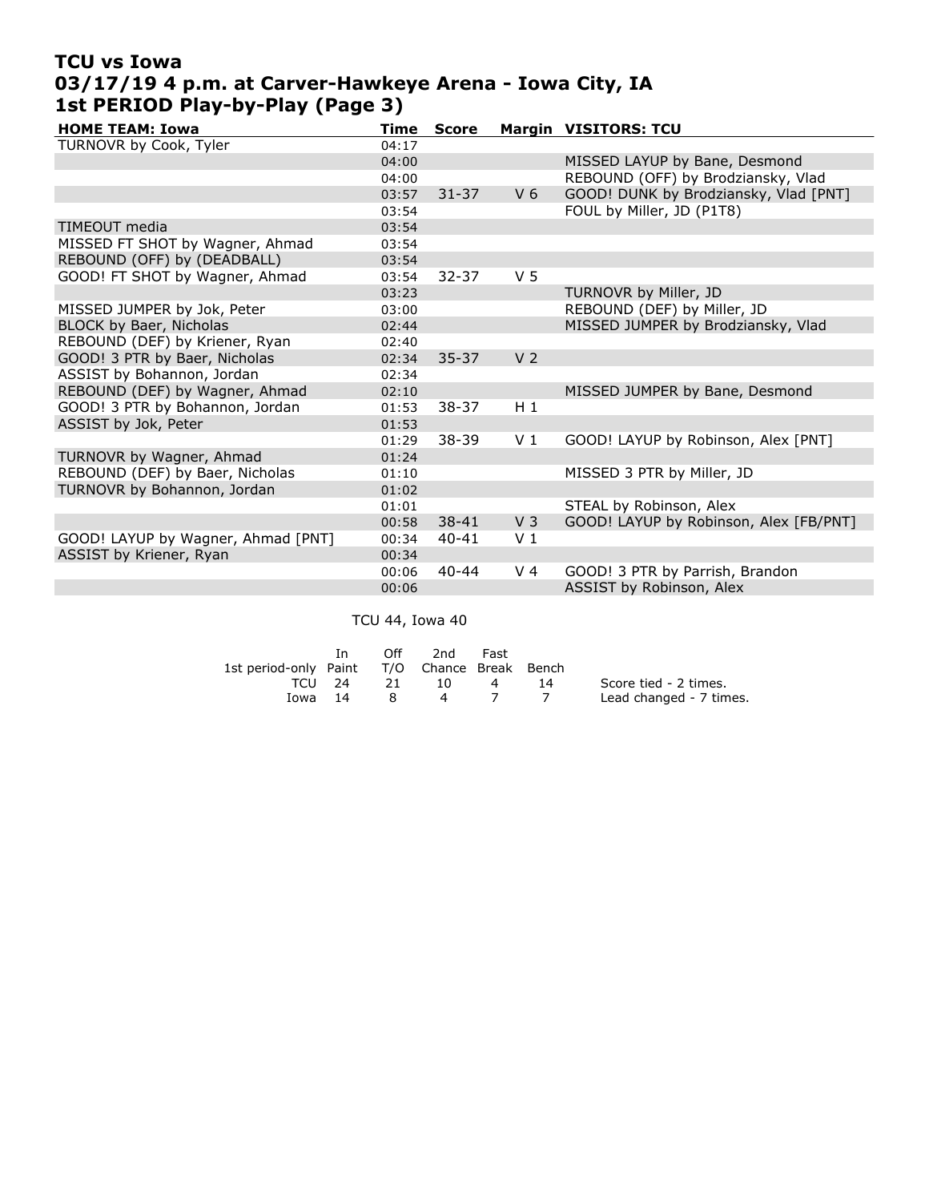# TCU vs Iowa
## 03/17/19 4 p.m. at Carver-Hawkeye Arena - Iowa City, IA
## 1st PERIOD Play-by-Play (Page 3)

| HOME TEAM: Iowa | Time | Score | Margin | VISITORS: TCU |
|---|---|---|---|---|
| TURNOVR by Cook, Tyler | 04:17 | | | |
| | 04:00 | | | MISSED LAYUP by Bane, Desmond |
| | 04:00 | | | REBOUND (OFF) by Brodziansky, Vlad |
| | 03:57 | 31-37 | V 6 | GOOD! DUNK by Brodziansky, Vlad [PNT] |
| | 03:54 | | | FOUL by Miller, JD (P1T8) |
| TIMEOUT media | 03:54 | | | |
| MISSED FT SHOT by Wagner, Ahmad | 03:54 | | | |
| REBOUND (OFF) by (DEADBALL) | 03:54 | | | |
| GOOD! FT SHOT by Wagner, Ahmad | 03:54 | 32-37 | V 5 | |
| | 03:23 | | | TURNOVR by Miller, JD |
| MISSED JUMPER by Jok, Peter | 03:00 | | | REBOUND (DEF) by Miller, JD |
| BLOCK by Baer, Nicholas | 02:44 | | | MISSED JUMPER by Brodziansky, Vlad |
| REBOUND (DEF) by Kriener, Ryan | 02:40 | | | |
| GOOD! 3 PTR by Baer, Nicholas | 02:34 | 35-37 | V 2 | |
| ASSIST by Bohannon, Jordan | 02:34 | | | |
| REBOUND (DEF) by Wagner, Ahmad | 02:10 | | | MISSED JUMPER by Bane, Desmond |
| GOOD! 3 PTR by Bohannon, Jordan | 01:53 | 38-37 | H 1 | |
| ASSIST by Jok, Peter | 01:53 | | | |
| | 01:29 | 38-39 | V 1 | GOOD! LAYUP by Robinson, Alex [PNT] |
| TURNOVR by Wagner, Ahmad | 01:24 | | | |
| REBOUND (DEF) by Baer, Nicholas | 01:10 | | | MISSED 3 PTR by Miller, JD |
| TURNOVR by Bohannon, Jordan | 01:02 | | | |
| | 01:01 | | | STEAL by Robinson, Alex |
| | 00:58 | 38-41 | V 3 | GOOD! LAYUP by Robinson, Alex [FB/PNT] |
| GOOD! LAYUP by Wagner, Ahmad [PNT] | 00:34 | 40-41 | V 1 | |
| ASSIST by Kriener, Ryan | 00:34 | | | |
| | 00:06 | 40-44 | V 4 | GOOD! 3 PTR by Parrish, Brandon |
| | 00:06 | | | ASSIST by Robinson, Alex |

TCU 44, Iowa 40

| 1st period-only | In Paint | Off T/O | 2nd Chance | Fast Break | Bench |
|---|---|---|---|---|---|
| TCU | 24 | 21 | 10 | 4 | 14 |
| Iowa | 14 | 8 | 4 | 7 | 7 |

Score tied - 2 times.
Lead changed - 7 times.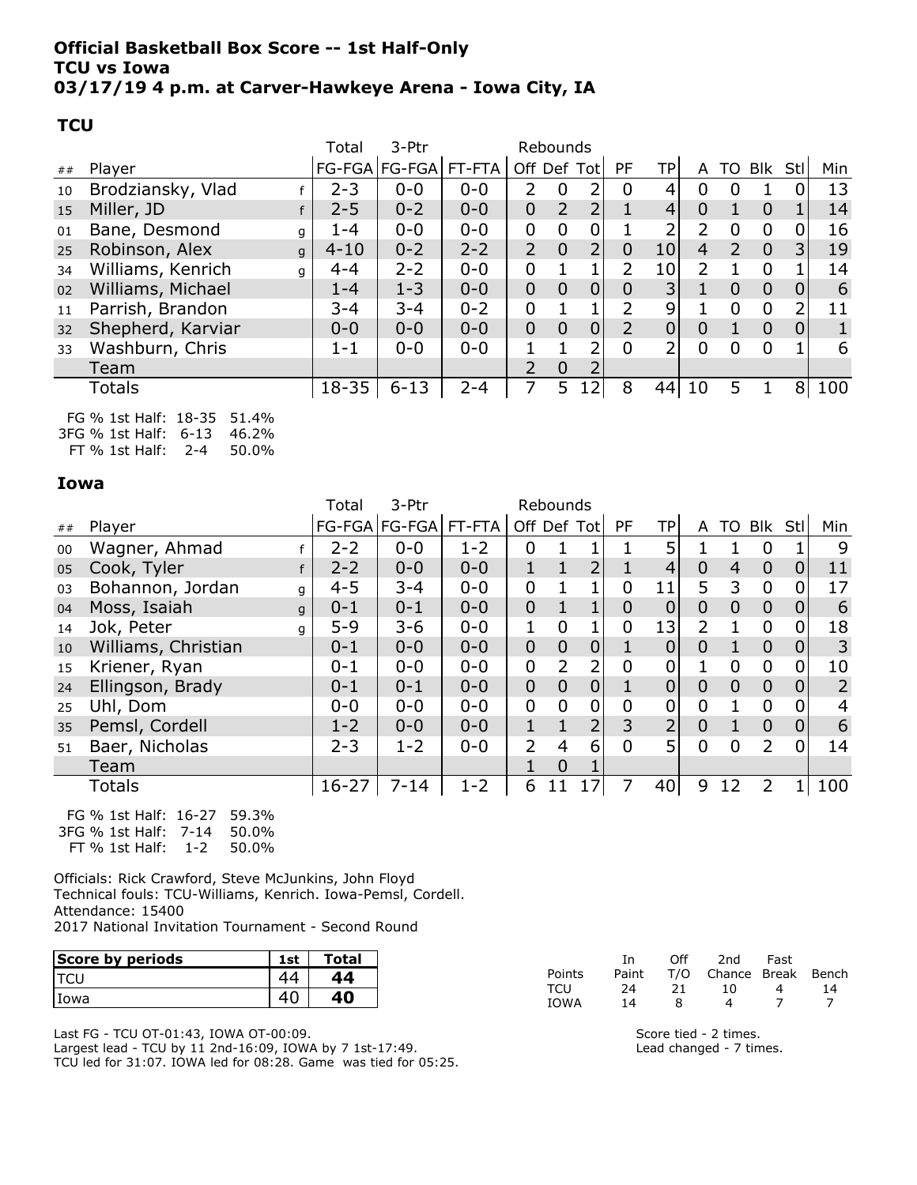**Official Basketball Box Score -- 1st Half-Only**
**TCU vs Iowa**
**03/17/19 4 p.m. at Carver-Hawkeye Arena - Iowa City, IA**

## TCU

| ## | Player | | Total FG-FGA | 3-Ptr FG-FGA | FT-FTA | Rebounds Off | Def | Tot | PF | TP | A | TO | Blk | Stl | Min |
|---|---|---|---|---|---|---|---|---|---|---|---|---|---|---|---|
| 10 | Brodziansky, Vlad | f | 2-3 | 0-0 | 0-0 | 2 | 0 | 2 | 0 | 4 | 0 | 0 | 1 | 0 | 13 |
| 15 | Miller, JD | f | 2-5 | 0-2 | 0-0 | 0 | 2 | 2 | 1 | 4 | 0 | 1 | 0 | 1 | 14 |
| 01 | Bane, Desmond | g | 1-4 | 0-0 | 0-0 | 0 | 0 | 0 | 1 | 2 | 2 | 0 | 0 | 0 | 16 |
| 25 | Robinson, Alex | g | 4-10 | 0-2 | 2-2 | 2 | 0 | 2 | 0 | 10 | 4 | 2 | 0 | 3 | 19 |
| 34 | Williams, Kenrich | g | 4-4 | 2-2 | 0-0 | 0 | 1 | 1 | 2 | 10 | 2 | 1 | 0 | 1 | 14 |
| 02 | Williams, Michael | | 1-4 | 1-3 | 0-0 | 0 | 0 | 0 | 0 | 3 | 1 | 0 | 0 | 0 | 6 |
| 11 | Parrish, Brandon | | 3-4 | 3-4 | 0-2 | 0 | 1 | 1 | 2 | 9 | 1 | 0 | 0 | 2 | 11 |
| 32 | Shepherd, Karviar | | 0-0 | 0-0 | 0-0 | 0 | 0 | 0 | 2 | 0 | 0 | 1 | 0 | 0 | 1 |
| 33 | Washburn, Chris | | 1-1 | 0-0 | 0-0 | 1 | 1 | 2 | 0 | 2 | 0 | 0 | 0 | 1 | 6 |
| | Team | | | | | 2 | 0 | 2 | | | | | | | |
| | Totals | | 18-35 | 6-13 | 2-4 | 7 | 5 | 12 | 8 | 44 | 10 | 5 | 1 | 8 | 100 |

FG % 1st Half: 18-35 51.4%
3FG % 1st Half: 6-13 46.2%
FT % 1st Half: 2-4 50.0%

## Iowa

| ## | Player | | Total FG-FGA | 3-Ptr FG-FGA | FT-FTA | Rebounds Off | Def | Tot | PF | TP | A | TO | Blk | Stl | Min |
|---|---|---|---|---|---|---|---|---|---|---|---|---|---|---|---|
| 00 | Wagner, Ahmad | f | 2-2 | 0-0 | 1-2 | 0 | 1 | 1 | 1 | 5 | 1 | 1 | 0 | 1 | 9 |
| 05 | Cook, Tyler | f | 2-2 | 0-0 | 0-0 | 1 | 1 | 2 | 1 | 4 | 0 | 4 | 0 | 0 | 11 |
| 03 | Bohannon, Jordan | g | 4-5 | 3-4 | 0-0 | 0 | 1 | 1 | 0 | 11 | 5 | 3 | 0 | 0 | 17 |
| 04 | Moss, Isaiah | g | 0-1 | 0-1 | 0-0 | 0 | 1 | 1 | 0 | 0 | 0 | 0 | 0 | 0 | 6 |
| 14 | Jok, Peter | g | 5-9 | 3-6 | 0-0 | 1 | 0 | 1 | 0 | 13 | 2 | 1 | 0 | 0 | 18 |
| 10 | Williams, Christian | | 0-1 | 0-0 | 0-0 | 0 | 0 | 0 | 1 | 0 | 0 | 1 | 0 | 0 | 3 |
| 15 | Kriener, Ryan | | 0-1 | 0-0 | 0-0 | 0 | 2 | 2 | 0 | 0 | 1 | 0 | 0 | 0 | 10 |
| 24 | Ellingson, Brady | | 0-1 | 0-1 | 0-0 | 0 | 0 | 0 | 1 | 0 | 0 | 0 | 0 | 0 | 2 |
| 25 | Uhl, Dom | | 0-0 | 0-0 | 0-0 | 0 | 0 | 0 | 0 | 0 | 0 | 1 | 0 | 0 | 4 |
| 35 | Pemsl, Cordell | | 1-2 | 0-0 | 0-0 | 1 | 1 | 2 | 3 | 2 | 0 | 1 | 0 | 0 | 6 |
| 51 | Baer, Nicholas | | 2-3 | 1-2 | 0-0 | 2 | 4 | 6 | 0 | 5 | 0 | 0 | 2 | 0 | 14 |
| | Team | | | | | 1 | 0 | 1 | | | | | | | |
| | Totals | | 16-27 | 7-14 | 1-2 | 6 | 11 | 17 | 7 | 40 | 9 | 12 | 2 | 1 | 100 |

FG % 1st Half: 16-27 59.3%
3FG % 1st Half: 7-14 50.0%
FT % 1st Half: 1-2 50.0%

Officials: Rick Crawford, Steve McJunkins, John Floyd
Technical fouls: TCU-Williams, Kenrich. Iowa-Pemsl, Cordell.
Attendance: 15400
2017 National Invitation Tournament - Second Round

| Score by periods | 1st | Total |
|---|---|---|
| TCU | 44 | **44** |
| Iowa | 40 | **40** |

| Points | In Paint | Off T/O | 2nd Chance | Fast Break | Bench |
|---|---|---|---|---|---|
| TCU | 24 | 21 | 10 | 4 | 14 |
| IOWA | 14 | 8 | 4 | 7 | 7 |

Last FG - TCU OT-01:43, IOWA OT-00:09.
Largest lead - TCU by 11 2nd-16:09, IOWA by 7 1st-17:49.
TCU led for 31:07. IOWA led for 08:28. Game was tied for 05:25.

Score tied - 2 times.
Lead changed - 7 times.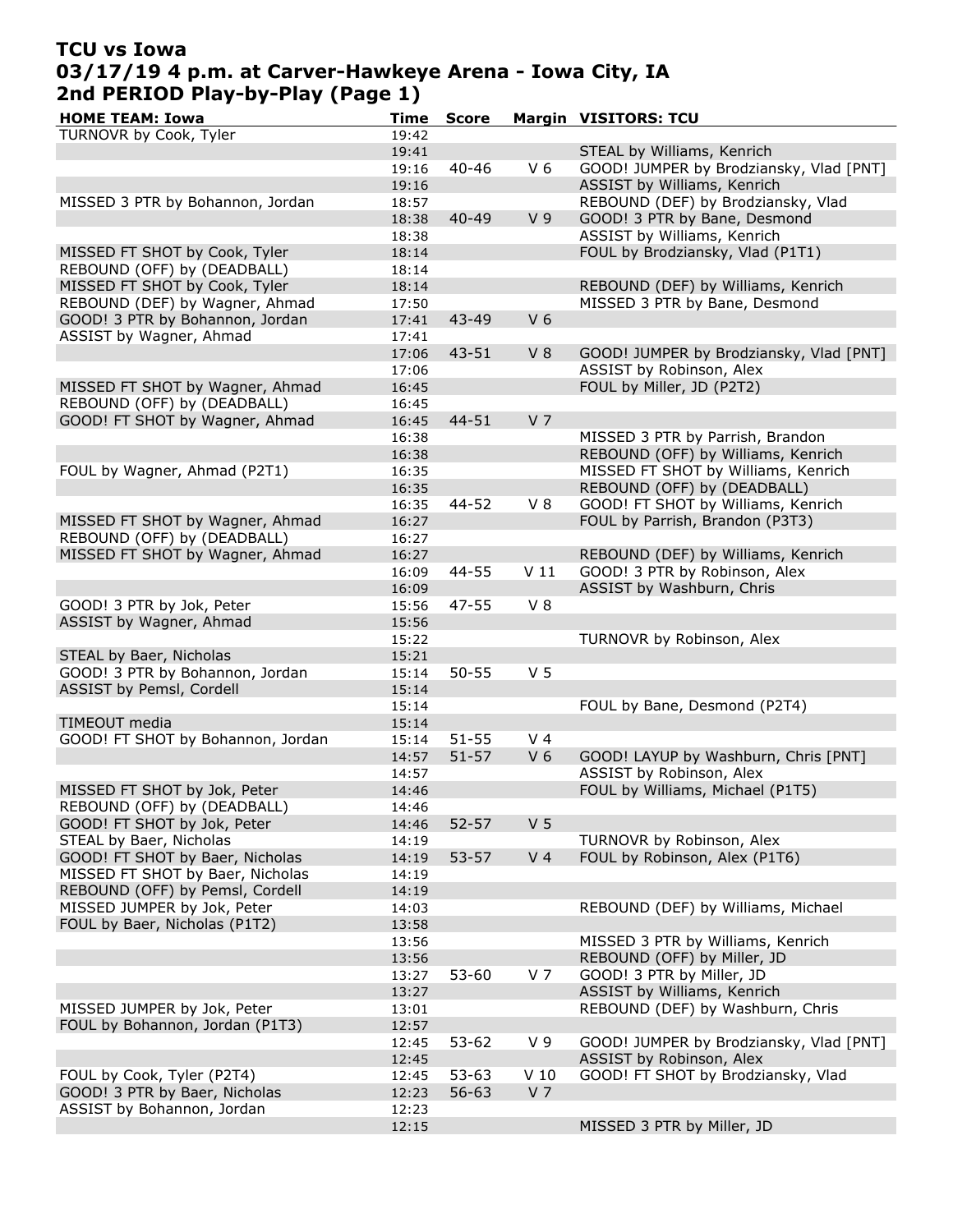# TCU vs Iowa
## 03/17/19 4 p.m. at Carver-Hawkeye Arena - Iowa City, IA
## 2nd PERIOD Play-by-Play (Page 1)

| HOME TEAM: Iowa | Time | Score | Margin | VISITORS: TCU |
|---|---|---|---|---|
| TURNOVR by Cook, Tyler | 19:42 | | | |
| | 19:41 | | | STEAL by Williams, Kenrich |
| | 19:16 | 40-46 | V 6 | GOOD! JUMPER by Brodziansky, Vlad [PNT] |
| | 19:16 | | | ASSIST by Williams, Kenrich |
| MISSED 3 PTR by Bohannon, Jordan | 18:57 | | | REBOUND (DEF) by Brodziansky, Vlad |
| | 18:38 | 40-49 | V 9 | GOOD! 3 PTR by Bane, Desmond |
| | 18:38 | | | ASSIST by Williams, Kenrich |
| MISSED FT SHOT by Cook, Tyler | 18:14 | | | FOUL by Brodziansky, Vlad (P1T1) |
| REBOUND (OFF) by (DEADBALL) | 18:14 | | | |
| MISSED FT SHOT by Cook, Tyler | 18:14 | | | REBOUND (DEF) by Williams, Kenrich |
| REBOUND (DEF) by Wagner, Ahmad | 17:50 | | | MISSED 3 PTR by Bane, Desmond |
| GOOD! 3 PTR by Bohannon, Jordan | 17:41 | 43-49 | V 6 | |
| ASSIST by Wagner, Ahmad | 17:41 | | | |
| | 17:06 | 43-51 | V 8 | GOOD! JUMPER by Brodziansky, Vlad [PNT] |
| | 17:06 | | | ASSIST by Robinson, Alex |
| MISSED FT SHOT by Wagner, Ahmad | 16:45 | | | FOUL by Miller, JD (P2T2) |
| REBOUND (OFF) by (DEADBALL) | 16:45 | | | |
| GOOD! FT SHOT by Wagner, Ahmad | 16:45 | 44-51 | V 7 | |
| | 16:38 | | | MISSED 3 PTR by Parrish, Brandon |
| | 16:38 | | | REBOUND (OFF) by Williams, Kenrich |
| FOUL by Wagner, Ahmad (P2T1) | 16:35 | | | MISSED FT SHOT by Williams, Kenrich |
| | 16:35 | | | REBOUND (OFF) by (DEADBALL) |
| | 16:35 | 44-52 | V 8 | GOOD! FT SHOT by Williams, Kenrich |
| MISSED FT SHOT by Wagner, Ahmad | 16:27 | | | FOUL by Parrish, Brandon (P3T3) |
| REBOUND (OFF) by (DEADBALL) | 16:27 | | | |
| MISSED FT SHOT by Wagner, Ahmad | 16:27 | | | REBOUND (DEF) by Williams, Kenrich |
| | 16:09 | 44-55 | V 11 | GOOD! 3 PTR by Robinson, Alex |
| | 16:09 | | | ASSIST by Washburn, Chris |
| GOOD! 3 PTR by Jok, Peter | 15:56 | 47-55 | V 8 | |
| ASSIST by Wagner, Ahmad | 15:56 | | | |
| | 15:22 | | | TURNOVR by Robinson, Alex |
| STEAL by Baer, Nicholas | 15:21 | | | |
| GOOD! 3 PTR by Bohannon, Jordan | 15:14 | 50-55 | V 5 | |
| ASSIST by Pemsl, Cordell | 15:14 | | | |
| | 15:14 | | | FOUL by Bane, Desmond (P2T4) |
| TIMEOUT media | 15:14 | | | |
| GOOD! FT SHOT by Bohannon, Jordan | 15:14 | 51-55 | V 4 | |
| | 14:57 | 51-57 | V 6 | GOOD! LAYUP by Washburn, Chris [PNT] |
| | 14:57 | | | ASSIST by Robinson, Alex |
| MISSED FT SHOT by Jok, Peter | 14:46 | | | FOUL by Williams, Michael (P1T5) |
| REBOUND (OFF) by (DEADBALL) | 14:46 | | | |
| GOOD! FT SHOT by Jok, Peter | 14:46 | 52-57 | V 5 | |
| STEAL by Baer, Nicholas | 14:19 | | | TURNOVR by Robinson, Alex |
| GOOD! FT SHOT by Baer, Nicholas | 14:19 | 53-57 | V 4 | FOUL by Robinson, Alex (P1T6) |
| MISSED FT SHOT by Baer, Nicholas | 14:19 | | | |
| REBOUND (OFF) by Pemsl, Cordell | 14:19 | | | |
| MISSED JUMPER by Jok, Peter | 14:03 | | | REBOUND (DEF) by Williams, Michael |
| FOUL by Baer, Nicholas (P1T2) | 13:58 | | | |
| | 13:56 | | | MISSED 3 PTR by Williams, Kenrich |
| | 13:56 | | | REBOUND (OFF) by Miller, JD |
| | 13:27 | 53-60 | V 7 | GOOD! 3 PTR by Miller, JD |
| | 13:27 | | | ASSIST by Williams, Kenrich |
| MISSED JUMPER by Jok, Peter | 13:01 | | | REBOUND (DEF) by Washburn, Chris |
| FOUL by Bohannon, Jordan (P1T3) | 12:57 | | | |
| | 12:45 | 53-62 | V 9 | GOOD! JUMPER by Brodziansky, Vlad [PNT] |
| | 12:45 | | | ASSIST by Robinson, Alex |
| FOUL by Cook, Tyler (P2T4) | 12:45 | 53-63 | V 10 | GOOD! FT SHOT by Brodziansky, Vlad |
| GOOD! 3 PTR by Baer, Nicholas | 12:23 | 56-63 | V 7 | |
| ASSIST by Bohannon, Jordan | 12:23 | | | |
| | 12:15 | | | MISSED 3 PTR by Miller, JD |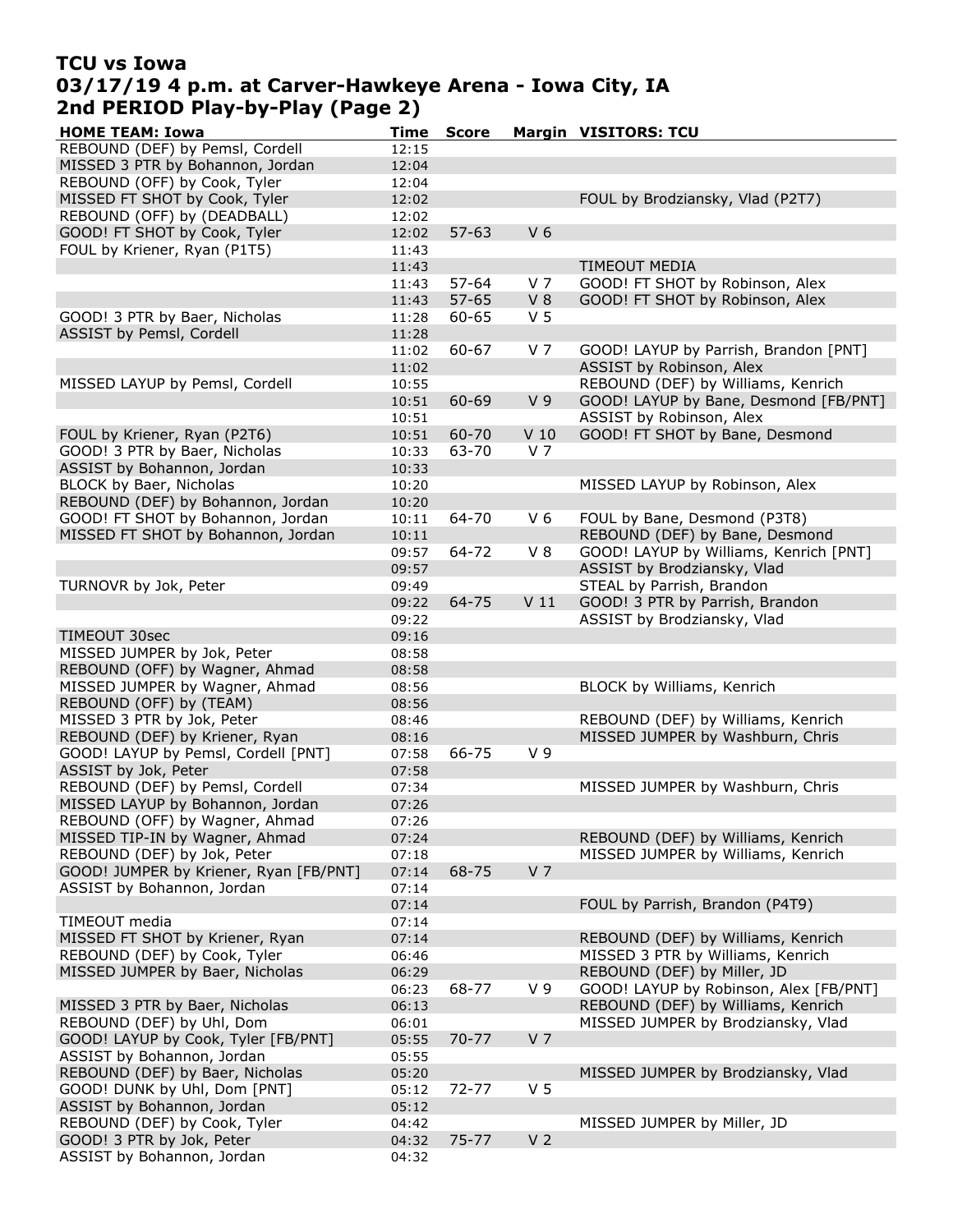# TCU vs Iowa
## 03/17/19 4 p.m. at Carver-Hawkeye Arena - Iowa City, IA
## 2nd PERIOD Play-by-Play (Page 2)

| HOME TEAM: Iowa | Time | Score | Margin | VISITORS: TCU |
|---|---|---|---|---|
| REBOUND (DEF) by Pemsl, Cordell | 12:15 | | | |
| MISSED 3 PTR by Bohannon, Jordan | 12:04 | | | |
| REBOUND (OFF) by Cook, Tyler | 12:04 | | | |
| MISSED FT SHOT by Cook, Tyler | 12:02 | | | FOUL by Brodziansky, Vlad (P2T7) |
| REBOUND (OFF) by (DEADBALL) | 12:02 | | | |
| GOOD! FT SHOT by Cook, Tyler | 12:02 | 57-63 | V 6 | |
| FOUL by Kriener, Ryan (P1T5) | 11:43 | | | |
| | 11:43 | | | TIMEOUT MEDIA |
| | 11:43 | 57-64 | V 7 | GOOD! FT SHOT by Robinson, Alex |
| | 11:43 | 57-65 | V 8 | GOOD! FT SHOT by Robinson, Alex |
| GOOD! 3 PTR by Baer, Nicholas | 11:28 | 60-65 | V 5 | |
| ASSIST by Pemsl, Cordell | 11:28 | | | |
| | 11:02 | 60-67 | V 7 | GOOD! LAYUP by Parrish, Brandon [PNT] |
| | 11:02 | | | ASSIST by Robinson, Alex |
| MISSED LAYUP by Pemsl, Cordell | 10:55 | | | REBOUND (DEF) by Williams, Kenrich |
| | 10:51 | 60-69 | V 9 | GOOD! LAYUP by Bane, Desmond [FB/PNT] |
| | 10:51 | | | ASSIST by Robinson, Alex |
| FOUL by Kriener, Ryan (P2T6) | 10:51 | 60-70 | V 10 | GOOD! FT SHOT by Bane, Desmond |
| GOOD! 3 PTR by Baer, Nicholas | 10:33 | 63-70 | V 7 | |
| ASSIST by Bohannon, Jordan | 10:33 | | | |
| BLOCK by Baer, Nicholas | 10:20 | | | MISSED LAYUP by Robinson, Alex |
| REBOUND (DEF) by Bohannon, Jordan | 10:20 | | | |
| GOOD! FT SHOT by Bohannon, Jordan | 10:11 | 64-70 | V 6 | FOUL by Bane, Desmond (P3T8) |
| MISSED FT SHOT by Bohannon, Jordan | 10:11 | | | REBOUND (DEF) by Bane, Desmond |
| | 09:57 | 64-72 | V 8 | GOOD! LAYUP by Williams, Kenrich [PNT] |
| | 09:57 | | | ASSIST by Brodziansky, Vlad |
| TURNOVR by Jok, Peter | 09:49 | | | STEAL by Parrish, Brandon |
| | 09:22 | 64-75 | V 11 | GOOD! 3 PTR by Parrish, Brandon |
| | 09:22 | | | ASSIST by Brodziansky, Vlad |
| TIMEOUT 30sec | 09:16 | | | |
| MISSED JUMPER by Jok, Peter | 08:58 | | | |
| REBOUND (OFF) by Wagner, Ahmad | 08:58 | | | |
| MISSED JUMPER by Wagner, Ahmad | 08:56 | | | BLOCK by Williams, Kenrich |
| REBOUND (OFF) by (TEAM) | 08:56 | | | |
| MISSED 3 PTR by Jok, Peter | 08:46 | | | REBOUND (DEF) by Williams, Kenrich |
| REBOUND (DEF) by Kriener, Ryan | 08:16 | | | MISSED JUMPER by Washburn, Chris |
| GOOD! LAYUP by Pemsl, Cordell [PNT] | 07:58 | 66-75 | V 9 | |
| ASSIST by Jok, Peter | 07:58 | | | |
| REBOUND (DEF) by Pemsl, Cordell | 07:34 | | | MISSED JUMPER by Washburn, Chris |
| MISSED LAYUP by Bohannon, Jordan | 07:26 | | | |
| REBOUND (OFF) by Wagner, Ahmad | 07:26 | | | |
| MISSED TIP-IN by Wagner, Ahmad | 07:24 | | | REBOUND (DEF) by Williams, Kenrich |
| REBOUND (DEF) by Jok, Peter | 07:18 | | | MISSED JUMPER by Williams, Kenrich |
| GOOD! JUMPER by Kriener, Ryan [FB/PNT] | 07:14 | 68-75 | V 7 | |
| ASSIST by Bohannon, Jordan | 07:14 | | | |
| | 07:14 | | | FOUL by Parrish, Brandon (P4T9) |
| TIMEOUT media | 07:14 | | | |
| MISSED FT SHOT by Kriener, Ryan | 07:14 | | | REBOUND (DEF) by Williams, Kenrich |
| REBOUND (DEF) by Cook, Tyler | 06:46 | | | MISSED 3 PTR by Williams, Kenrich |
| MISSED JUMPER by Baer, Nicholas | 06:29 | | | REBOUND (DEF) by Miller, JD |
| | 06:23 | 68-77 | V 9 | GOOD! LAYUP by Robinson, Alex [FB/PNT] |
| MISSED 3 PTR by Baer, Nicholas | 06:13 | | | REBOUND (DEF) by Williams, Kenrich |
| REBOUND (DEF) by Uhl, Dom | 06:01 | | | MISSED JUMPER by Brodziansky, Vlad |
| GOOD! LAYUP by Cook, Tyler [FB/PNT] | 05:55 | 70-77 | V 7 | |
| ASSIST by Bohannon, Jordan | 05:55 | | | |
| REBOUND (DEF) by Baer, Nicholas | 05:20 | | | MISSED JUMPER by Brodziansky, Vlad |
| GOOD! DUNK by Uhl, Dom [PNT] | 05:12 | 72-77 | V 5 | |
| ASSIST by Bohannon, Jordan | 05:12 | | | |
| REBOUND (DEF) by Cook, Tyler | 04:42 | | | MISSED JUMPER by Miller, JD |
| GOOD! 3 PTR by Jok, Peter | 04:32 | 75-77 | V 2 | |
| ASSIST by Bohannon, Jordan | 04:32 | | | |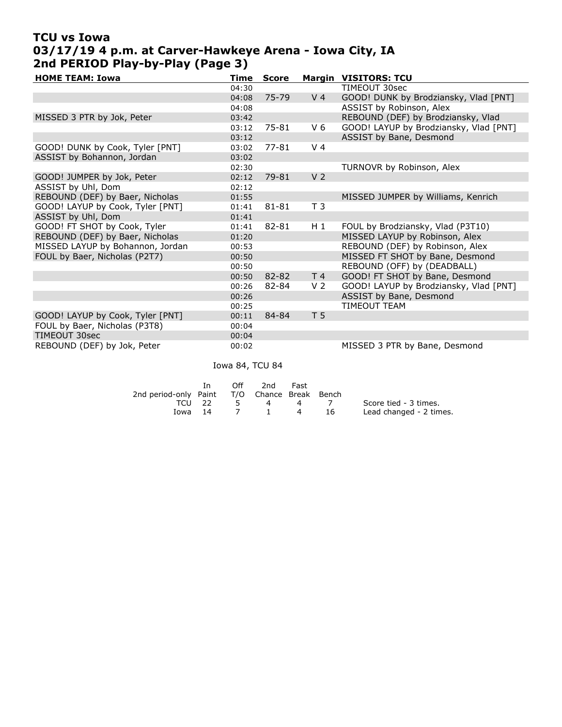# TCU vs Iowa
## 03/17/19 4 p.m. at Carver-Hawkeye Arena - Iowa City, IA
## 2nd PERIOD Play-by-Play (Page 3)

| HOME TEAM: Iowa | Time | Score | Margin | VISITORS: TCU |
|---|---|---|---|---|
| | 04:30 | | | TIMEOUT 30sec |
| | 04:08 | 75-79 | V 4 | GOOD! DUNK by Brodziansky, Vlad [PNT] |
| | 04:08 | | | ASSIST by Robinson, Alex |
| MISSED 3 PTR by Jok, Peter | 03:42 | | | REBOUND (DEF) by Brodziansky, Vlad |
| | 03:12 | 75-81 | V 6 | GOOD! LAYUP by Brodziansky, Vlad [PNT] |
| | 03:12 | | | ASSIST by Bane, Desmond |
| GOOD! DUNK by Cook, Tyler [PNT] | 03:02 | 77-81 | V 4 | |
| ASSIST by Bohannon, Jordan | 03:02 | | | |
| | 02:30 | | | TURNOVR by Robinson, Alex |
| GOOD! JUMPER by Jok, Peter | 02:12 | 79-81 | V 2 | |
| ASSIST by Uhl, Dom | 02:12 | | | |
| REBOUND (DEF) by Baer, Nicholas | 01:55 | | | MISSED JUMPER by Williams, Kenrich |
| GOOD! LAYUP by Cook, Tyler [PNT] | 01:41 | 81-81 | T 3 | |
| ASSIST by Uhl, Dom | 01:41 | | | |
| GOOD! FT SHOT by Cook, Tyler | 01:41 | 82-81 | H 1 | FOUL by Brodziansky, Vlad (P3T10) |
| REBOUND (DEF) by Baer, Nicholas | 01:20 | | | MISSED LAYUP by Robinson, Alex |
| MISSED LAYUP by Bohannon, Jordan | 00:53 | | | REBOUND (DEF) by Robinson, Alex |
| FOUL by Baer, Nicholas (P2T7) | 00:50 | | | MISSED FT SHOT by Bane, Desmond |
| | 00:50 | | | REBOUND (OFF) by (DEADBALL) |
| | 00:50 | 82-82 | T 4 | GOOD! FT SHOT by Bane, Desmond |
| | 00:26 | 82-84 | V 2 | GOOD! LAYUP by Brodziansky, Vlad [PNT] |
| | 00:26 | | | ASSIST by Bane, Desmond |
| | 00:25 | | | TIMEOUT TEAM |
| GOOD! LAYUP by Cook, Tyler [PNT] | 00:11 | 84-84 | T 5 | |
| FOUL by Baer, Nicholas (P3T8) | 00:04 | | | |
| TIMEOUT 30sec | 00:04 | | | |
| REBOUND (DEF) by Jok, Peter | 00:02 | | | MISSED 3 PTR by Bane, Desmond |

Iowa 84, TCU 84

| 2nd period-only | In Paint | Off T/O | 2nd Chance | Fast Break | Bench |
|---|---|---|---|---|---|
| TCU | 22 | 5 | 4 | 4 | 7 |
| Iowa | 14 | 7 | 1 | 4 | 16 |

Score tied - 3 times.
Lead changed - 2 times.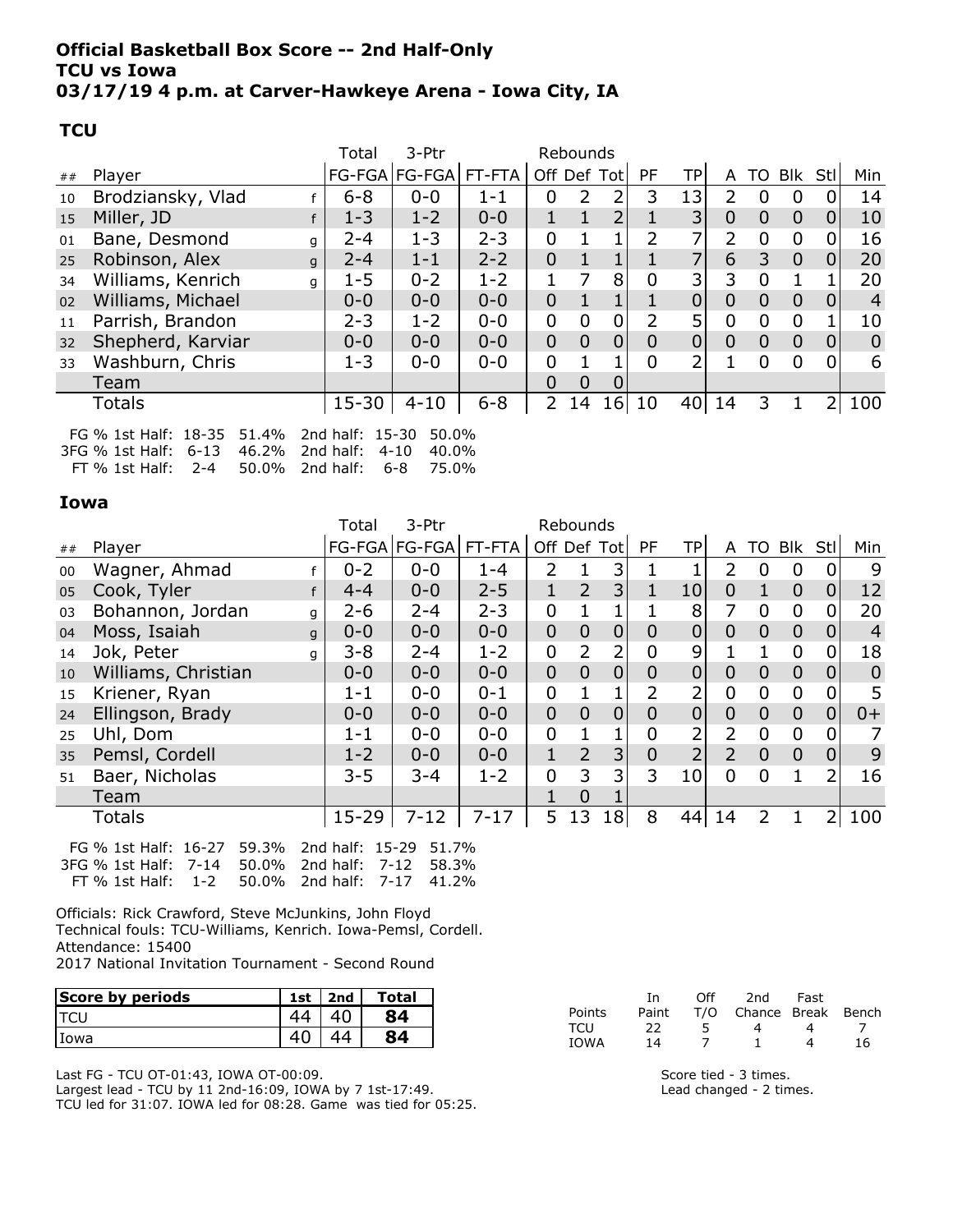**Official Basketball Box Score -- 2nd Half-Only**
**TCU vs Iowa**
**03/17/19 4 p.m. at Carver-Hawkeye Arena - Iowa City, IA**

### TCU

| ## | Player | | Total FG-FGA | 3-Ptr FG-FGA | FT-FTA | Rebounds Off | Def | Tot | PF | TP | A | TO | Blk | Stl | Min |
|---|---|---|---|---|---|---|---|---|---|---|---|---|---|---|---|
| 10 | Brodziansky, Vlad | f | 6-8 | 0-0 | 1-1 | 0 | 2 | 2 | 3 | 13 | 2 | 0 | 0 | 0 | 14 |
| 15 | Miller, JD | f | 1-3 | 1-2 | 0-0 | 1 | 1 | 2 | 1 | 3 | 0 | 0 | 0 | 0 | 10 |
| 01 | Bane, Desmond | g | 2-4 | 1-3 | 2-3 | 0 | 1 | 1 | 2 | 7 | 2 | 0 | 0 | 0 | 16 |
| 25 | Robinson, Alex | g | 2-4 | 1-1 | 2-2 | 0 | 1 | 1 | 1 | 7 | 6 | 3 | 0 | 0 | 20 |
| 34 | Williams, Kenrich | g | 1-5 | 0-2 | 1-2 | 1 | 7 | 8 | 0 | 3 | 3 | 0 | 1 | 1 | 20 |
| 02 | Williams, Michael | | 0-0 | 0-0 | 0-0 | 0 | 1 | 1 | 1 | 0 | 0 | 0 | 0 | 0 | 4 |
| 11 | Parrish, Brandon | | 2-3 | 1-2 | 0-0 | 0 | 0 | 0 | 2 | 5 | 0 | 0 | 0 | 1 | 10 |
| 32 | Shepherd, Karviar | | 0-0 | 0-0 | 0-0 | 0 | 0 | 0 | 0 | 0 | 0 | 0 | 0 | 0 | 0 |
| 33 | Washburn, Chris | | 1-3 | 0-0 | 0-0 | 0 | 1 | 1 | 0 | 2 | 1 | 0 | 0 | 0 | 6 |
| | Team | | | | | 0 | 0 | 0 | | | | | | | |
| | Totals | | 15-30 | 4-10 | 6-8 | 2 | 14 | 16 | 10 | 40 | 14 | 3 | 1 | 2 | 100 |

FG % 1st Half: 18-35 51.4% 2nd half: 15-30 50.0%
3FG % 1st Half: 6-13 46.2% 2nd half: 4-10 40.0%
FT % 1st Half: 2-4 50.0% 2nd half: 6-8 75.0%

### Iowa

| ## | Player | | Total FG-FGA | 3-Ptr FG-FGA | FT-FTA | Rebounds Off | Def | Tot | PF | TP | A | TO | Blk | Stl | Min |
|---|---|---|---|---|---|---|---|---|---|---|---|---|---|---|---|
| 00 | Wagner, Ahmad | f | 0-2 | 0-0 | 1-4 | 2 | 1 | 3 | 1 | 1 | 2 | 0 | 0 | 0 | 9 |
| 05 | Cook, Tyler | f | 4-4 | 0-0 | 2-5 | 1 | 2 | 3 | 1 | 10 | 0 | 1 | 0 | 0 | 12 |
| 03 | Bohannon, Jordan | g | 2-6 | 2-4 | 2-3 | 0 | 1 | 1 | 1 | 8 | 7 | 0 | 0 | 0 | 20 |
| 04 | Moss, Isaiah | g | 0-0 | 0-0 | 0-0 | 0 | 0 | 0 | 0 | 0 | 0 | 0 | 0 | 0 | 4 |
| 14 | Jok, Peter | g | 3-8 | 2-4 | 1-2 | 0 | 2 | 2 | 0 | 9 | 1 | 1 | 0 | 0 | 18 |
| 10 | Williams, Christian | | 0-0 | 0-0 | 0-0 | 0 | 0 | 0 | 0 | 0 | 0 | 0 | 0 | 0 | 0 |
| 15 | Kriener, Ryan | | 1-1 | 0-0 | 0-1 | 0 | 1 | 1 | 2 | 2 | 0 | 0 | 0 | 0 | 5 |
| 24 | Ellingson, Brady | | 0-0 | 0-0 | 0-0 | 0 | 0 | 0 | 0 | 0 | 0 | 0 | 0 | 0 | 0+ |
| 25 | Uhl, Dom | | 1-1 | 0-0 | 0-0 | 0 | 1 | 1 | 0 | 2 | 2 | 0 | 0 | 0 | 7 |
| 35 | Pemsl, Cordell | | 1-2 | 0-0 | 0-0 | 1 | 2 | 3 | 0 | 2 | 2 | 0 | 0 | 0 | 9 |
| 51 | Baer, Nicholas | | 3-5 | 3-4 | 1-2 | 0 | 3 | 3 | 3 | 10 | 0 | 0 | 1 | 2 | 16 |
| | Team | | | | | 1 | 0 | 1 | | | | | | | |
| | Totals | | 15-29 | 7-12 | 7-17 | 5 | 13 | 18 | 8 | 44 | 14 | 2 | 1 | 2 | 100 |

FG % 1st Half: 16-27 59.3% 2nd half: 15-29 51.7%
3FG % 1st Half: 7-14 50.0% 2nd half: 7-12 58.3%
FT % 1st Half: 1-2 50.0% 2nd half: 7-17 41.2%

Officials: Rick Crawford, Steve McJunkins, John Floyd
Technical fouls: TCU-Williams, Kenrich. Iowa-Pemsl, Cordell.
Attendance: 15400
2017 National Invitation Tournament - Second Round

| Score by periods | 1st | 2nd | Total |
|---|---|---|---|
| TCU | 44 | 40 | **84** |
| Iowa | 40 | 44 | **84** |

| Points | In Paint | Off T/O | 2nd Chance | Fast Break | Bench |
|---|---|---|---|---|---|
| TCU | 22 | 5 | 4 | 4 | 7 |
| IOWA | 14 | 7 | 1 | 4 | 16 |

Last FG - TCU OT-01:43, IOWA OT-00:09.
Largest lead - TCU by 11 2nd-16:09, IOWA by 7 1st-17:49.
TCU led for 31:07. IOWA led for 08:28. Game was tied for 05:25.

Score tied - 3 times.
Lead changed - 2 times.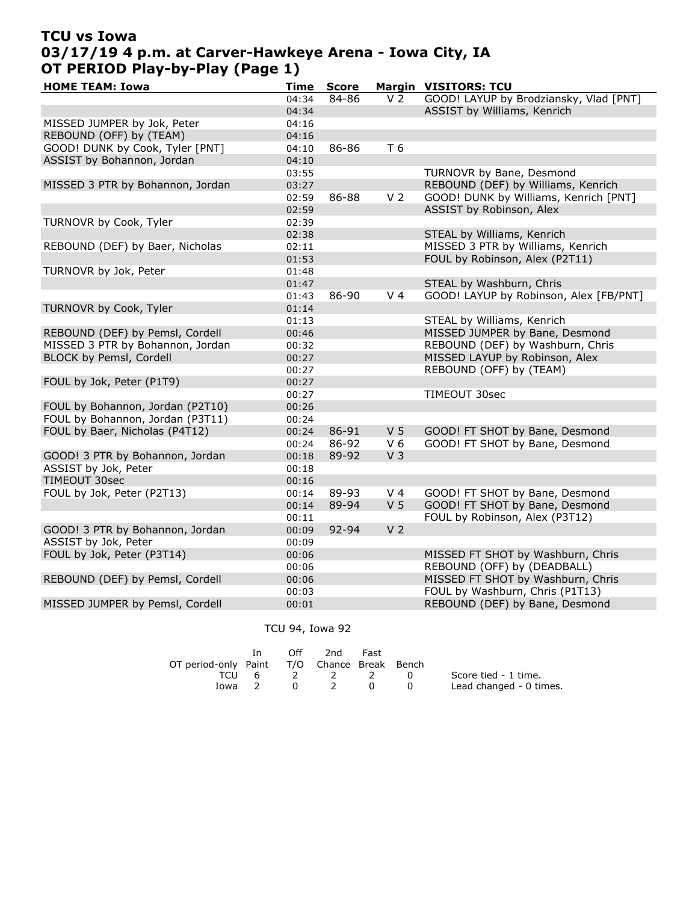# TCU vs Iowa
## 03/17/19 4 p.m. at Carver-Hawkeye Arena - Iowa City, IA
## OT PERIOD Play-by-Play (Page 1)

| HOME TEAM: Iowa | Time | Score | Margin | VISITORS: TCU |
|---|---|---|---|---|
| | 04:34 | 84-86 | V 2 | GOOD! LAYUP by Brodziansky, Vlad [PNT] |
| | 04:34 | | | ASSIST by Williams, Kenrich |
| MISSED JUMPER by Jok, Peter | 04:16 | | | |
| REBOUND (OFF) by (TEAM) | 04:16 | | | |
| GOOD! DUNK by Cook, Tyler [PNT] | 04:10 | 86-86 | T 6 | |
| ASSIST by Bohannon, Jordan | 04:10 | | | |
| | 03:55 | | | TURNOVR by Bane, Desmond |
| MISSED 3 PTR by Bohannon, Jordan | 03:27 | | | REBOUND (DEF) by Williams, Kenrich |
| | 02:59 | 86-88 | V 2 | GOOD! DUNK by Williams, Kenrich [PNT] |
| | 02:59 | | | ASSIST by Robinson, Alex |
| TURNOVR by Cook, Tyler | 02:39 | | | |
| | 02:38 | | | STEAL by Williams, Kenrich |
| REBOUND (DEF) by Baer, Nicholas | 02:11 | | | MISSED 3 PTR by Williams, Kenrich |
| | 01:53 | | | FOUL by Robinson, Alex (P2T11) |
| TURNOVR by Jok, Peter | 01:48 | | | |
| | 01:47 | | | STEAL by Washburn, Chris |
| | 01:43 | 86-90 | V 4 | GOOD! LAYUP by Robinson, Alex [FB/PNT] |
| TURNOVR by Cook, Tyler | 01:14 | | | |
| | 01:13 | | | STEAL by Williams, Kenrich |
| REBOUND (DEF) by Pemsl, Cordell | 00:46 | | | MISSED JUMPER by Bane, Desmond |
| MISSED 3 PTR by Bohannon, Jordan | 00:32 | | | REBOUND (DEF) by Washburn, Chris |
| BLOCK by Pemsl, Cordell | 00:27 | | | MISSED LAYUP by Robinson, Alex |
| | 00:27 | | | REBOUND (OFF) by (TEAM) |
| FOUL by Jok, Peter (P1T9) | 00:27 | | | |
| | 00:27 | | | TIMEOUT 30sec |
| FOUL by Bohannon, Jordan (P2T10) | 00:26 | | | |
| FOUL by Bohannon, Jordan (P3T11) | 00:24 | | | |
| FOUL by Baer, Nicholas (P4T12) | 00:24 | 86-91 | V 5 | GOOD! FT SHOT by Bane, Desmond |
| | 00:24 | 86-92 | V 6 | GOOD! FT SHOT by Bane, Desmond |
| GOOD! 3 PTR by Bohannon, Jordan | 00:18 | 89-92 | V 3 | |
| ASSIST by Jok, Peter | 00:18 | | | |
| TIMEOUT 30sec | 00:16 | | | |
| FOUL by Jok, Peter (P2T13) | 00:14 | 89-93 | V 4 | GOOD! FT SHOT by Bane, Desmond |
| | 00:14 | 89-94 | V 5 | GOOD! FT SHOT by Bane, Desmond |
| | 00:11 | | | FOUL by Robinson, Alex (P3T12) |
| GOOD! 3 PTR by Bohannon, Jordan | 00:09 | 92-94 | V 2 | |
| ASSIST by Jok, Peter | 00:09 | | | |
| FOUL by Jok, Peter (P3T14) | 00:06 | | | MISSED FT SHOT by Washburn, Chris |
| | 00:06 | | | REBOUND (OFF) by (DEADBALL) |
| REBOUND (DEF) by Pemsl, Cordell | 00:06 | | | MISSED FT SHOT by Washburn, Chris |
| | 00:03 | | | FOUL by Washburn, Chris (P1T13) |
| MISSED JUMPER by Pemsl, Cordell | 00:01 | | | REBOUND (DEF) by Bane, Desmond |

TCU 94, Iowa 92

| OT period-only | In Paint | Off T/O | 2nd Chance | Fast Break | Bench |
|---|---|---|---|---|---|
| TCU | 6 | 2 | 2 | 2 | 0 |
| Iowa | 2 | 0 | 2 | 0 | 0 |

Score tied - 1 time.
Lead changed - 0 times.